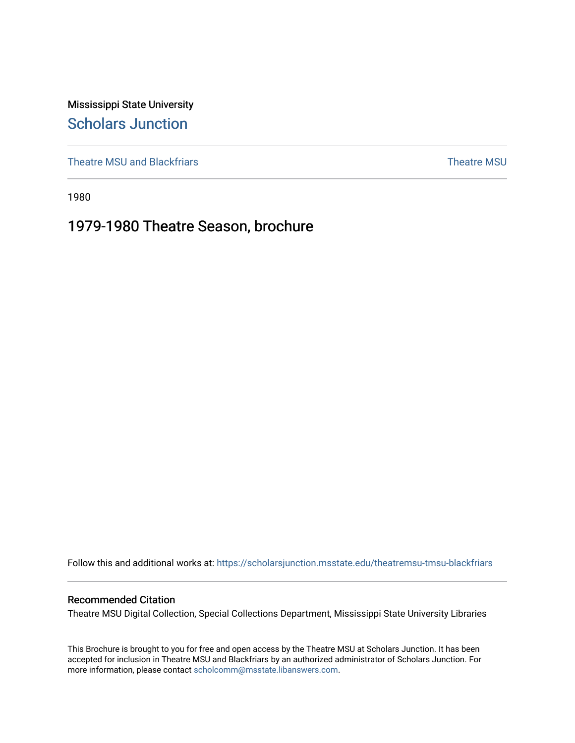Mississippi State University

# Scholars Junction

Theatre MSU and Blackfriars | Theatre MSU

1980

## 1979-1980 Theatre Season, brochure

Follow this and additional works at: https://scholarsjunction.msstate.edu/theatremsu-tmsu-blackfriars

### Recommended Citation

Theatre MSU Digital Collection, Special Collections Department, Mississippi State University Libraries

This Brochure is brought to you for free and open access by the Theatre MSU at Scholars Junction. It has been accepted for inclusion in Theatre MSU and Blackfriars by an authorized administrator of Scholars Junction. For more information, please contact scholcomm@msstate.libanswers.com.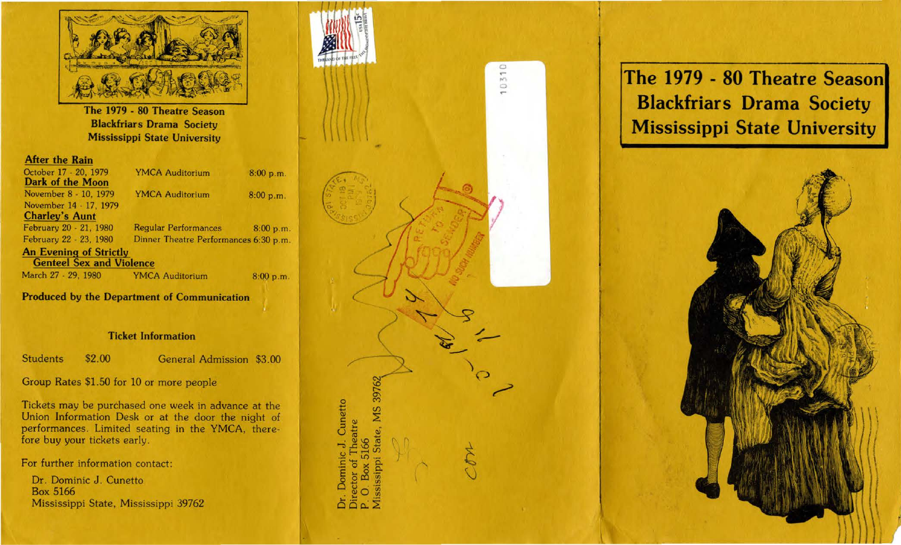The 1979 - 80 Theatre Season
Blackfriars Drama Society
Mississippi State University

**After the Rain**

October 17 - 20, 1979 — YMCA Auditorium — 8:00 p.m.

**Dark of the Moon**

November 8 - 10, 1979 — YMCA Auditorium — 8:00 p.m.
November 14 - 17, 1979

**Charley's Aunt**

February 20 - 21, 1980 — Regular Performances — 8:00 p.m.
February 22 - 23, 1980 — Dinner Theatre Performances 6:30 p.m.

**An Evening of Strictly Genteel Sex and Violence**

March 27 - 29, 1980 — YMCA Auditorium — 8:00 p.m.

**Produced by the Department of Communication**

**Ticket Information**

Students $2.00 — General Admission $3.00

Group Rates $1.50 for 10 or more people

Tickets may be purchased one week in advance at the Union Information Desk or at the door the night of performances. Limited seating in the YMCA, therefore buy your tickets early.

For further information contact:

Dr. Dominic J. Cunetto
Box 5166
Mississippi State, Mississippi 39762

Dr. Dominic J. Cunetto
Director of Theatre
P. O. Box 5166
Mississippi State, MS 39762

RETURN TO SENDER
NO SUCH NUMBER

# The 1979 - 80 Theatre Season
# Blackfriars Drama Society
# Mississippi State University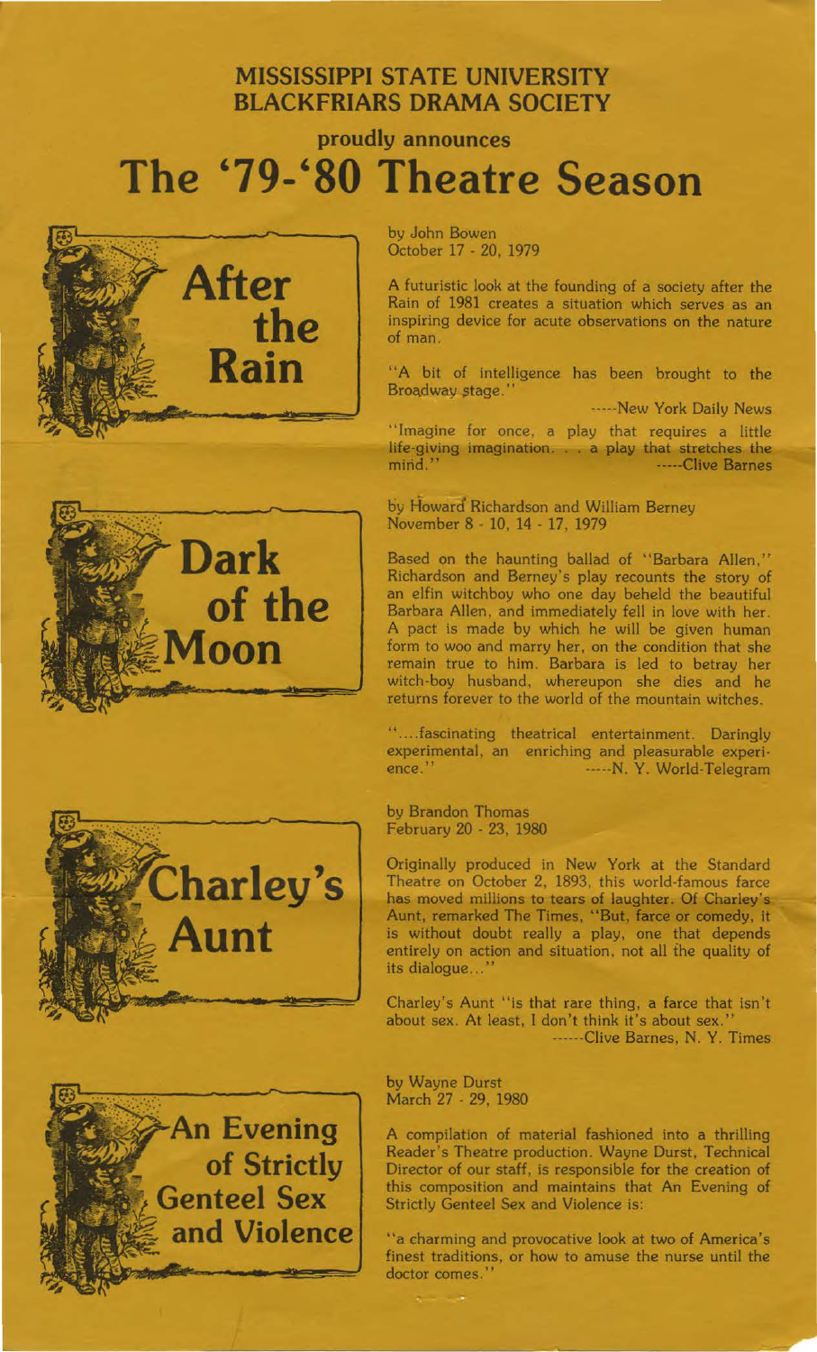## MISSISSIPPI STATE UNIVERSITY
## BLACKFRIARS DRAMA SOCIETY

### proudly announces

# The '79-'80 Theatre Season

## After the Rain

by John Bowen
October 17 - 20, 1979

A futuristic look at the founding of a society after the Rain of 1981 creates a situation which serves as an inspiring device for acute observations on the nature of man.

"A bit of intelligence has been brought to the Broadway stage."

-----New York Daily News

"Imagine for once, a play that requires a little life-giving imagination. . . a play that stretches the mind."

-----Clive Barnes

## Dark of the Moon

by Howard Richardson and William Berney
November 8 - 10, 14 - 17, 1979

Based on the haunting ballad of "Barbara Allen," Richardson and Berney's play recounts the story of an elfin witchboy who one day beheld the beautiful Barbara Allen, and immediately fell in love with her. A pact is made by which he will be given human form to woo and marry her, on the condition that she remain true to him. Barbara is led to betray her witch-boy husband, whereupon she dies and he returns forever to the world of the mountain witches.

"....fascinating theatrical entertainment. Daringly experimental, an enriching and pleasurable experience."

-----N. Y. World-Telegram

## Charley's Aunt

by Brandon Thomas
February 20 - 23, 1980

Originally produced in New York at the Standard Theatre on October 2, 1893, this world-famous farce has moved millions to tears of laughter. Of Charley's Aunt, remarked The Times, "But, farce or comedy, it is without doubt really a play, one that depends entirely on action and situation, not all the quality of its dialogue..."

Charley's Aunt "is that rare thing, a farce that isn't about sex. At least, I don't think it's about sex."

------Clive Barnes, N. Y. Times

## An Evening of Strictly Genteel Sex and Violence

by Wayne Durst
March 27 - 29, 1980

A compilation of material fashioned into a thrilling Reader's Theatre production. Wayne Durst, Technical Director of our staff, is responsible for the creation of this composition and maintains that An Evening of Strictly Genteel Sex and Violence is:

"a charming and provocative look at two of America's finest traditions, or how to amuse the nurse until the doctor comes."